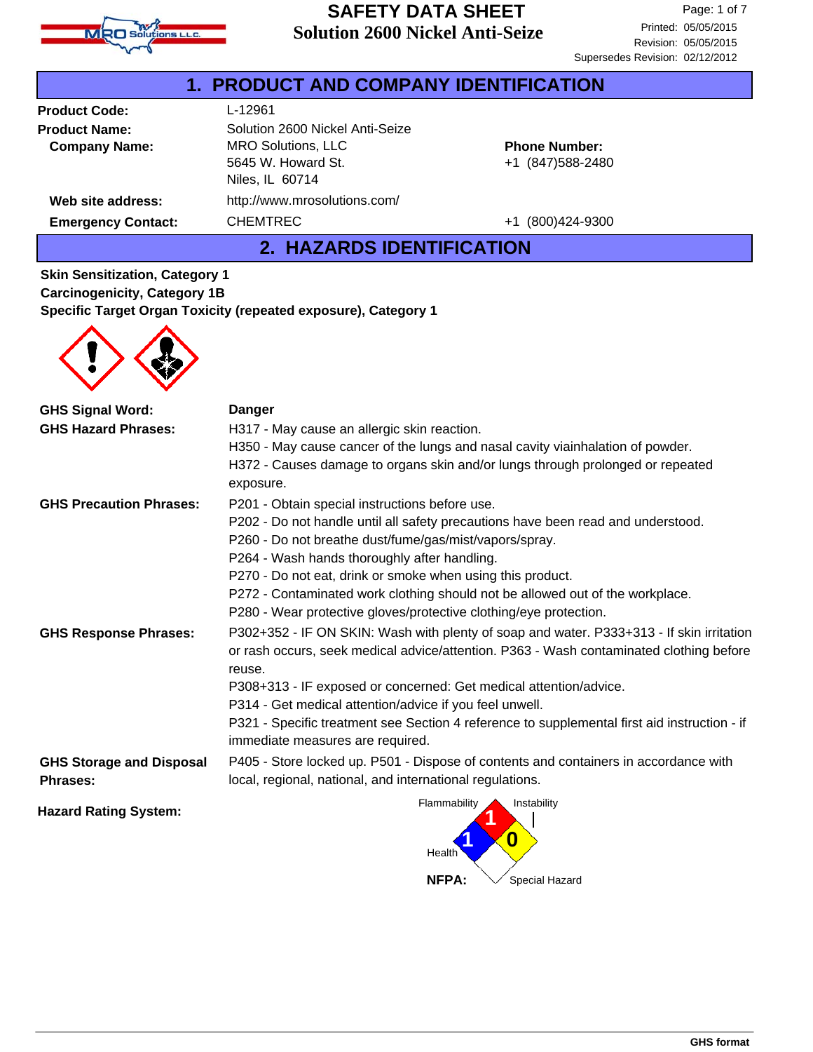# SAFETY DATA SHEET
## Solution 2600 Nickel Anti-Seize

Printed: 05/05/2015
Revision: 05/05/2015
Supersedes Revision: 02/12/2012

## 1. PRODUCT AND COMPANY IDENTIFICATION

| | | | |
|---|---|---|---|
| **Product Code:** | L-12961 | | |
| **Product Name:** | Solution 2600 Nickel Anti-Seize | | |
| **Company Name:** | MRO Solutions, LLC<br>5645 W. Howard St.<br>Niles, IL 60714 | **Phone Number:** | +1 (847)588-2480 |
| **Web site address:** | http://www.mrosolutions.com/ | | |
| **Emergency Contact:** | CHEMTREC | | +1 (800)424-9300 |

## 2. HAZARDS IDENTIFICATION

**Skin Sensitization, Category 1**
**Carcinogenicity, Category 1B**
**Specific Target Organ Toxicity (repeated exposure), Category 1**

**GHS Signal Word:** Danger

**GHS Hazard Phrases:**
H317 - May cause an allergic skin reaction.
H350 - May cause cancer of the lungs and nasal cavity viainhalation of powder.
H372 - Causes damage to organs skin and/or lungs through prolonged or repeated exposure.

**GHS Precaution Phrases:**
P201 - Obtain special instructions before use.
P202 - Do not handle until all safety precautions have been read and understood.
P260 - Do not breathe dust/fume/gas/mist/vapors/spray.
P264 - Wash hands thoroughly after handling.
P270 - Do not eat, drink or smoke when using this product.
P272 - Contaminated work clothing should not be allowed out of the workplace.
P280 - Wear protective gloves/protective clothing/eye protection.

**GHS Response Phrases:**
P302+352 - IF ON SKIN: Wash with plenty of soap and water. P333+313 - If skin irritation or rash occurs, seek medical advice/attention. P363 - Wash contaminated clothing before reuse.
P308+313 - IF exposed or concerned: Get medical attention/advice.
P314 - Get medical attention/advice if you feel unwell.
P321 - Specific treatment see Section 4 reference to supplemental first aid instruction - if immediate measures are required.

**GHS Storage and Disposal Phrases:**
P405 - Store locked up. P501 - Dispose of contents and containers in accordance with local, regional, national, and international regulations.

**Hazard Rating System:**

NFPA: Health 1, Flammability 1, Instability 0, Special Hazard (none)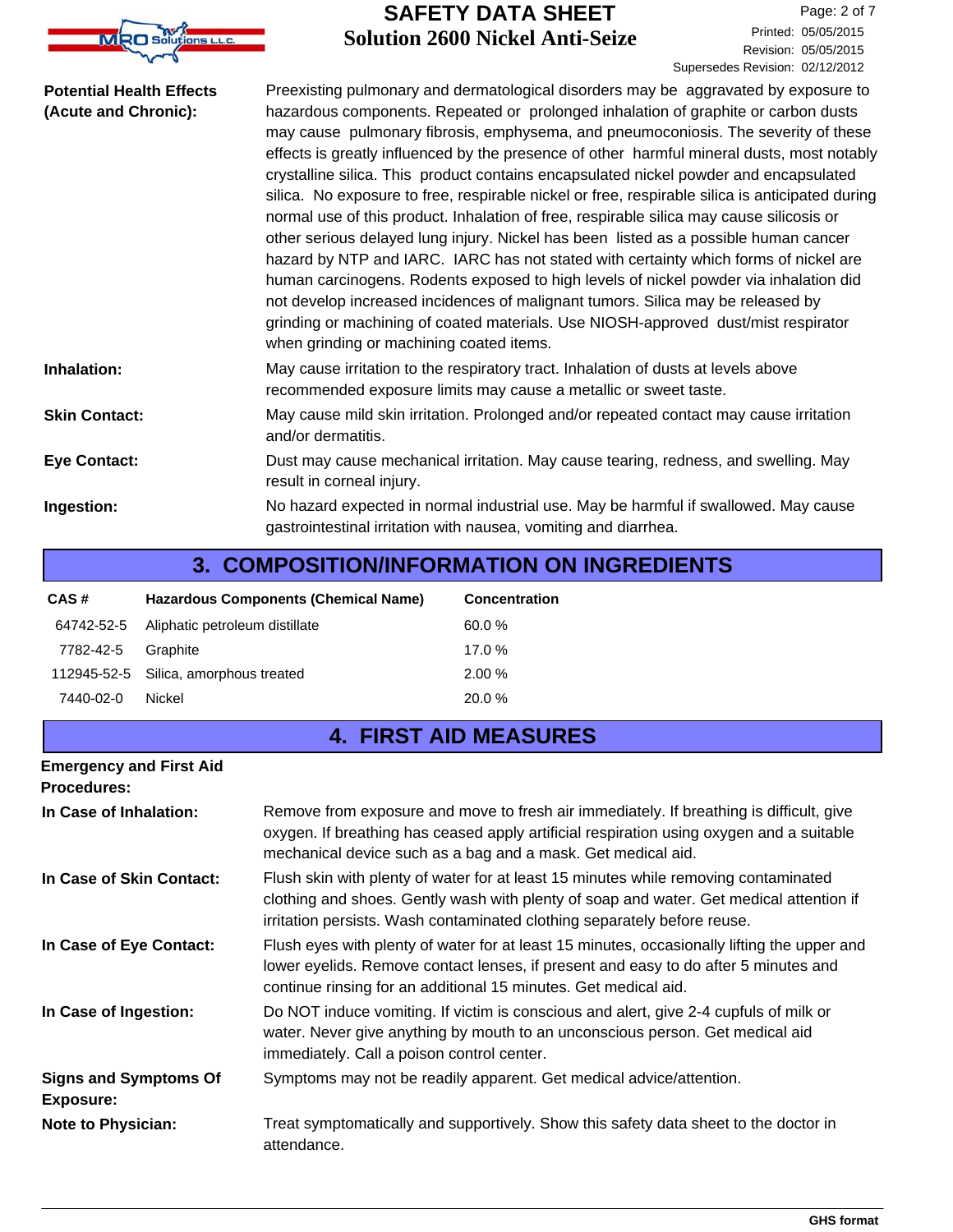**Potential Health Effects (Acute and Chronic):** Preexisting pulmonary and dermatological disorders may be aggravated by exposure to hazardous components. Repeated or prolonged inhalation of graphite or carbon dusts may cause pulmonary fibrosis, emphysema, and pneumoconiosis. The severity of these effects is greatly influenced by the presence of other harmful mineral dusts, most notably crystalline silica. This product contains encapsulated nickel powder and encapsulated silica. No exposure to free, respirable nickel or free, respirable silica is anticipated during normal use of this product. Inhalation of free, respirable silica may cause silicosis or other serious delayed lung injury. Nickel has been listed as a possible human cancer hazard by NTP and IARC. IARC has not stated with certainty which forms of nickel are human carcinogens. Rodents exposed to high levels of nickel powder via inhalation did not develop increased incidences of malignant tumors. Silica may be released by grinding or machining of coated materials. Use NIOSH-approved dust/mist respirator when grinding or machining coated items.

**Inhalation:** May cause irritation to the respiratory tract. Inhalation of dusts at levels above recommended exposure limits may cause a metallic or sweet taste.

**Skin Contact:** May cause mild skin irritation. Prolonged and/or repeated contact may cause irritation and/or dermatitis.

**Eye Contact:** Dust may cause mechanical irritation. May cause tearing, redness, and swelling. May result in corneal injury.

**Ingestion:** No hazard expected in normal industrial use. May be harmful if swallowed. May cause gastrointestinal irritation with nausea, vomiting and diarrhea.

## 3. COMPOSITION/INFORMATION ON INGREDIENTS

| CAS # | Hazardous Components (Chemical Name) | Concentration |
|---|---|---|
| 64742-52-5 | Aliphatic petroleum distillate | 60.0 % |
| 7782-42-5 | Graphite | 17.0 % |
| 112945-52-5 | Silica, amorphous treated | 2.00 % |
| 7440-02-0 | Nickel | 20.0 % |

## 4. FIRST AID MEASURES

**Emergency and First Aid Procedures:**

**In Case of Inhalation:** Remove from exposure and move to fresh air immediately. If breathing is difficult, give oxygen. If breathing has ceased apply artificial respiration using oxygen and a suitable mechanical device such as a bag and a mask. Get medical aid.

**In Case of Skin Contact:** Flush skin with plenty of water for at least 15 minutes while removing contaminated clothing and shoes. Gently wash with plenty of soap and water. Get medical attention if irritation persists. Wash contaminated clothing separately before reuse.

**In Case of Eye Contact:** Flush eyes with plenty of water for at least 15 minutes, occasionally lifting the upper and lower eyelids. Remove contact lenses, if present and easy to do after 5 minutes and continue rinsing for an additional 15 minutes. Get medical aid.

**In Case of Ingestion:** Do NOT induce vomiting. If victim is conscious and alert, give 2-4 cupfuls of milk or water. Never give anything by mouth to an unconscious person. Get medical aid immediately. Call a poison control center.

**Signs and Symptoms Of Exposure:** Symptoms may not be readily apparent. Get medical advice/attention.

**Note to Physician:** Treat symptomatically and supportively. Show this safety data sheet to the doctor in attendance.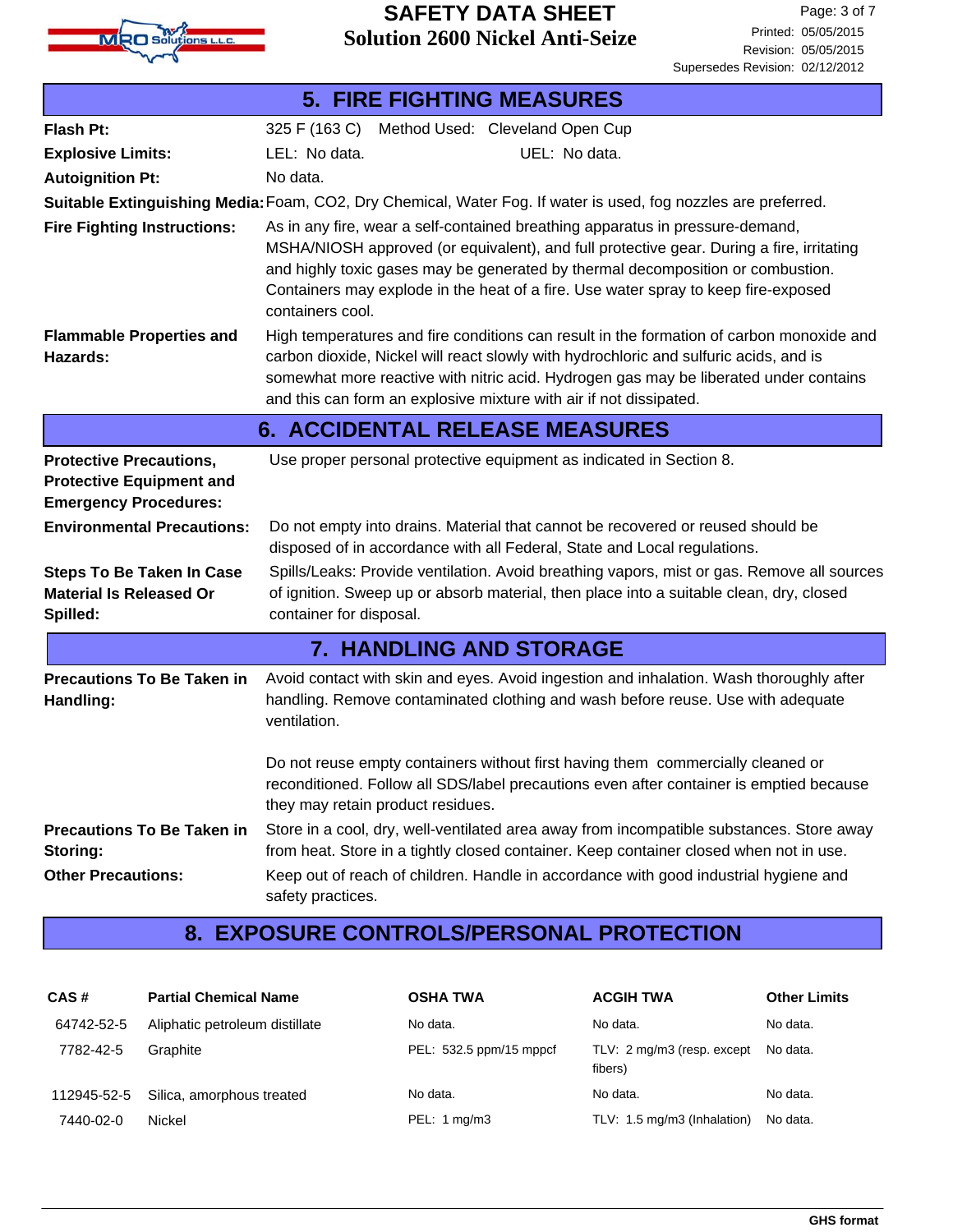## 5. FIRE FIGHTING MEASURES

**Flash Pt:** 325 F (163 C) Method Used: Cleveland Open Cup

**Explosive Limits:** LEL: No data. UEL: No data.

**Autoignition Pt:** No data.

**Suitable Extinguishing Media:** Foam, CO2, Dry Chemical, Water Fog. If water is used, fog nozzles are preferred.

**Fire Fighting Instructions:** As in any fire, wear a self-contained breathing apparatus in pressure-demand, MSHA/NIOSH approved (or equivalent), and full protective gear. During a fire, irritating and highly toxic gases may be generated by thermal decomposition or combustion. Containers may explode in the heat of a fire. Use water spray to keep fire-exposed containers cool.

**Flammable Properties and Hazards:** High temperatures and fire conditions can result in the formation of carbon monoxide and carbon dioxide, Nickel will react slowly with hydrochloric and sulfuric acids, and is somewhat more reactive with nitric acid. Hydrogen gas may be liberated under contains and this can form an explosive mixture with air if not dissipated.

## 6. ACCIDENTAL RELEASE MEASURES

**Protective Precautions, Protective Equipment and Emergency Procedures:** Use proper personal protective equipment as indicated in Section 8.

**Environmental Precautions:** Do not empty into drains. Material that cannot be recovered or reused should be disposed of in accordance with all Federal, State and Local regulations.

**Steps To Be Taken In Case Material Is Released Or Spilled:** Spills/Leaks: Provide ventilation. Avoid breathing vapors, mist or gas. Remove all sources of ignition. Sweep up or absorb material, then place into a suitable clean, dry, closed container for disposal.

## 7. HANDLING AND STORAGE

**Precautions To Be Taken in Handling:** Avoid contact with skin and eyes. Avoid ingestion and inhalation. Wash thoroughly after handling. Remove contaminated clothing and wash before reuse. Use with adequate ventilation.

Do not reuse empty containers without first having them commercially cleaned or reconditioned. Follow all SDS/label precautions even after container is emptied because they may retain product residues.

**Precautions To Be Taken in Storing:** Store in a cool, dry, well-ventilated area away from incompatible substances. Store away from heat. Store in a tightly closed container. Keep container closed when not in use.

**Other Precautions:** Keep out of reach of children. Handle in accordance with good industrial hygiene and safety practices.

## 8. EXPOSURE CONTROLS/PERSONAL PROTECTION

| CAS # | Partial Chemical Name | OSHA TWA | ACGIH TWA | Other Limits |
|---|---|---|---|---|
| 64742-52-5 | Aliphatic petroleum distillate | No data. | No data. | No data. |
| 7782-42-5 | Graphite | PEL: 532.5 ppm/15 mppcf | TLV: 2 mg/m3 (resp. except fibers) | No data. |
| 112945-52-5 | Silica, amorphous treated | No data. | No data. | No data. |
| 7440-02-0 | Nickel | PEL: 1 mg/m3 | TLV: 1.5 mg/m3 (Inhalation) | No data. |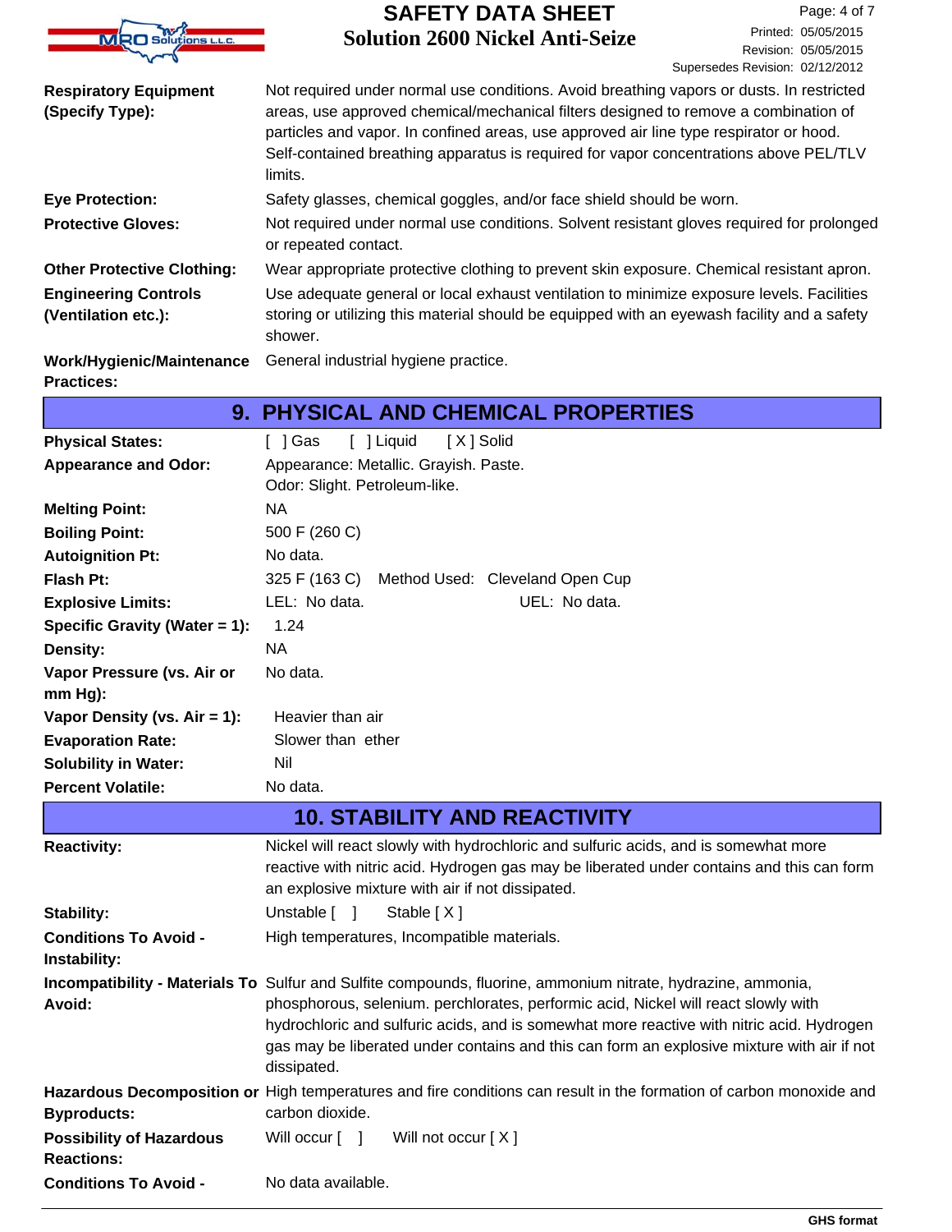| | |
|---|---|
| **Respiratory Equipment (Specify Type):** | Not required under normal use conditions. Avoid breathing vapors or dusts. In restricted areas, use approved chemical/mechanical filters designed to remove a combination of particles and vapor. In confined areas, use approved air line type respirator or hood. Self-contained breathing apparatus is required for vapor concentrations above PEL/TLV limits. |
| **Eye Protection:** | Safety glasses, chemical goggles, and/or face shield should be worn. |
| **Protective Gloves:** | Not required under normal use conditions. Solvent resistant gloves required for prolonged or repeated contact. |
| **Other Protective Clothing:** | Wear appropriate protective clothing to prevent skin exposure. Chemical resistant apron. |
| **Engineering Controls (Ventilation etc.):** | Use adequate general or local exhaust ventilation to minimize exposure levels. Facilities storing or utilizing this material should be equipped with an eyewash facility and a safety shower. |
| **Work/Hygienic/Maintenance Practices:** | General industrial hygiene practice. |

## 9. PHYSICAL AND CHEMICAL PROPERTIES

| | |
|---|---|
| **Physical States:** | [ ] Gas [ ] Liquid [ X ] Solid |
| **Appearance and Odor:** | Appearance: Metallic. Grayish. Paste.<br>Odor: Slight. Petroleum-like. |
| **Melting Point:** | NA |
| **Boiling Point:** | 500 F (260 C) |
| **Autoignition Pt:** | No data. |
| **Flash Pt:** | 325 F (163 C) Method Used: Cleveland Open Cup |
| **Explosive Limits:** | LEL: No data. UEL: No data. |
| **Specific Gravity (Water = 1):** | 1.24 |
| **Density:** | NA |
| **Vapor Pressure (vs. Air or mm Hg):** | No data. |
| **Vapor Density (vs. Air = 1):** | Heavier than air |
| **Evaporation Rate:** | Slower than ether |
| **Solubility in Water:** | Nil |
| **Percent Volatile:** | No data. |

## 10. STABILITY AND REACTIVITY

| | |
|---|---|
| **Reactivity:** | Nickel will react slowly with hydrochloric and sulfuric acids, and is somewhat more reactive with nitric acid. Hydrogen gas may be liberated under contains and this can form an explosive mixture with air if not dissipated. |
| **Stability:** | Unstable [ ] Stable [ X ] |
| **Conditions To Avoid - Instability:** | High temperatures, Incompatible materials. |
| **Incompatibility - Materials To Avoid:** | Sulfur and Sulfite compounds, fluorine, ammonium nitrate, hydrazine, ammonia, phosphorous, selenium. perchlorates, performic acid, Nickel will react slowly with hydrochloric and sulfuric acids, and is somewhat more reactive with nitric acid. Hydrogen gas may be liberated under contains and this can form an explosive mixture with air if not dissipated. |
| **Hazardous Decomposition or Byproducts:** | High temperatures and fire conditions can result in the formation of carbon monoxide and carbon dioxide. |
| **Possibility of Hazardous Reactions:** | Will occur [ ] Will not occur [ X ] |
| **Conditions To Avoid -** | No data available. |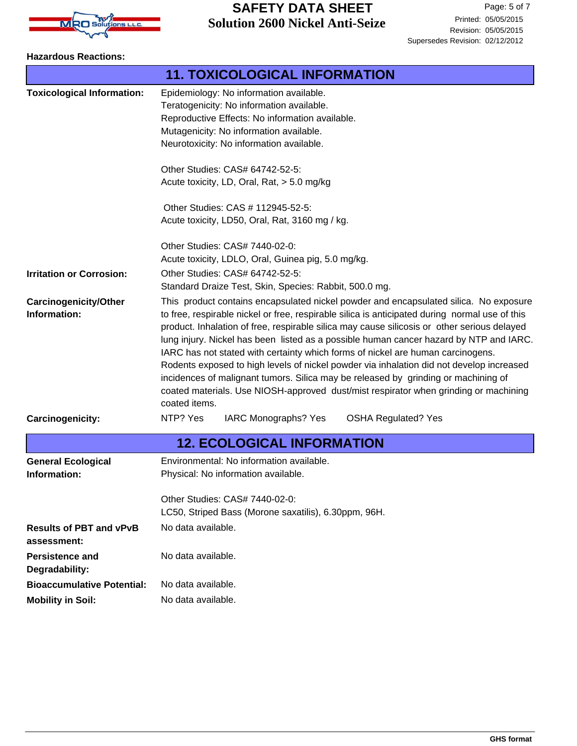**Hazardous Reactions:**

## 11. TOXICOLOGICAL INFORMATION

**Toxicological Information:**

Epidemiology: No information available.
Teratogenicity: No information available.
Reproductive Effects: No information available.
Mutagenicity: No information available.
Neurotoxicity: No information available.

Other Studies: CAS# 64742-52-5:
Acute toxicity, LD, Oral, Rat, > 5.0 mg/kg

Other Studies: CAS # 112945-52-5:
Acute toxicity, LD50, Oral, Rat, 3160 mg / kg.

Other Studies: CAS# 7440-02-0:
Acute toxicity, LDLO, Oral, Guinea pig, 5.0 mg/kg.

**Irritation or Corrosion:**

Other Studies: CAS# 64742-52-5:
Standard Draize Test, Skin, Species: Rabbit, 500.0 mg.

**Carcinogenicity/Other Information:**

This product contains encapsulated nickel powder and encapsulated silica. No exposure to free, respirable nickel or free, respirable silica is anticipated during normal use of this product. Inhalation of free, respirable silica may cause silicosis or other serious delayed lung injury. Nickel has been listed as a possible human cancer hazard by NTP and IARC. IARC has not stated with certainty which forms of nickel are human carcinogens. Rodents exposed to high levels of nickel powder via inhalation did not develop increased incidences of malignant tumors. Silica may be released by grinding or machining of coated materials. Use NIOSH-approved dust/mist respirator when grinding or machining coated items.

**Carcinogenicity:**

NTP? Yes  IARC Monographs? Yes  OSHA Regulated? Yes

## 12. ECOLOGICAL INFORMATION

**General Ecological Information:**

Environmental: No information available.
Physical: No information available.

Other Studies: CAS# 7440-02-0:
LC50, Striped Bass (Morone saxatilis), 6.30ppm, 96H.

**Results of PBT and vPvB assessment:** No data available.

**Persistence and Degradability:** No data available.

**Bioaccumulative Potential:** No data available.

**Mobility in Soil:** No data available.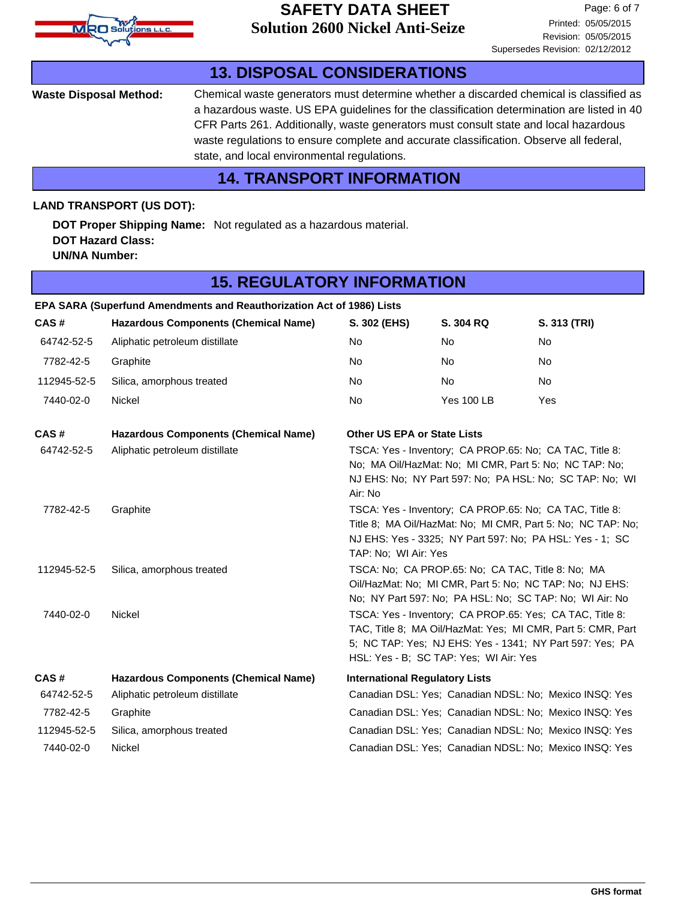## 13. DISPOSAL CONSIDERATIONS

**Waste Disposal Method:** Chemical waste generators must determine whether a discarded chemical is classified as a hazardous waste. US EPA guidelines for the classification determination are listed in 40 CFR Parts 261. Additionally, waste generators must consult state and local hazardous waste regulations to ensure complete and accurate classification. Observe all federal, state, and local environmental regulations.

## 14. TRANSPORT INFORMATION

**LAND TRANSPORT (US DOT):**

**DOT Proper Shipping Name:** Not regulated as a hazardous material.
**DOT Hazard Class:**
**UN/NA Number:**

## 15. REGULATORY INFORMATION

**EPA SARA (Superfund Amendments and Reauthorization Act of 1986) Lists**

| CAS # | Hazardous Components (Chemical Name) | S. 302 (EHS) | S. 304 RQ | S. 313 (TRI) |
|---|---|---|---|---|
| 64742-52-5 | Aliphatic petroleum distillate | No | No | No |
| 7782-42-5 | Graphite | No | No | No |
| 112945-52-5 | Silica, amorphous treated | No | No | No |
| 7440-02-0 | Nickel | No | Yes 100 LB | Yes |

| CAS # | Hazardous Components (Chemical Name) | Other US EPA or State Lists |
|---|---|---|
| 64742-52-5 | Aliphatic petroleum distillate | TSCA: Yes - Inventory; CA PROP.65: No; CA TAC, Title 8: No; MA Oil/HazMat: No; MI CMR, Part 5: No; NC TAP: No; NJ EHS: No; NY Part 597: No; PA HSL: No; SC TAP: No; WI Air: No |
| 7782-42-5 | Graphite | TSCA: Yes - Inventory; CA PROP.65: No; CA TAC, Title 8: Title 8; MA Oil/HazMat: No; MI CMR, Part 5: No; NC TAP: No; NJ EHS: Yes - 3325; NY Part 597: No; PA HSL: Yes - 1; SC TAP: No; WI Air: Yes |
| 112945-52-5 | Silica, amorphous treated | TSCA: No; CA PROP.65: No; CA TAC, Title 8: No; MA Oil/HazMat: No; MI CMR, Part 5: No; NC TAP: No; NJ EHS: No; NY Part 597: No; PA HSL: No; SC TAP: No; WI Air: No |
| 7440-02-0 | Nickel | TSCA: Yes - Inventory; CA PROP.65: Yes; CA TAC, Title 8: TAC, Title 8; MA Oil/HazMat: Yes; MI CMR, Part 5: CMR, Part 5; NC TAP: Yes; NJ EHS: Yes - 1341; NY Part 597: Yes; PA HSL: Yes - B; SC TAP: Yes; WI Air: Yes |

| CAS # | Hazardous Components (Chemical Name) | International Regulatory Lists |
|---|---|---|
| 64742-52-5 | Aliphatic petroleum distillate | Canadian DSL: Yes; Canadian NDSL: No; Mexico INSQ: Yes |
| 7782-42-5 | Graphite | Canadian DSL: Yes; Canadian NDSL: No; Mexico INSQ: Yes |
| 112945-52-5 | Silica, amorphous treated | Canadian DSL: Yes; Canadian NDSL: No; Mexico INSQ: Yes |
| 7440-02-0 | Nickel | Canadian DSL: Yes; Canadian NDSL: No; Mexico INSQ: Yes |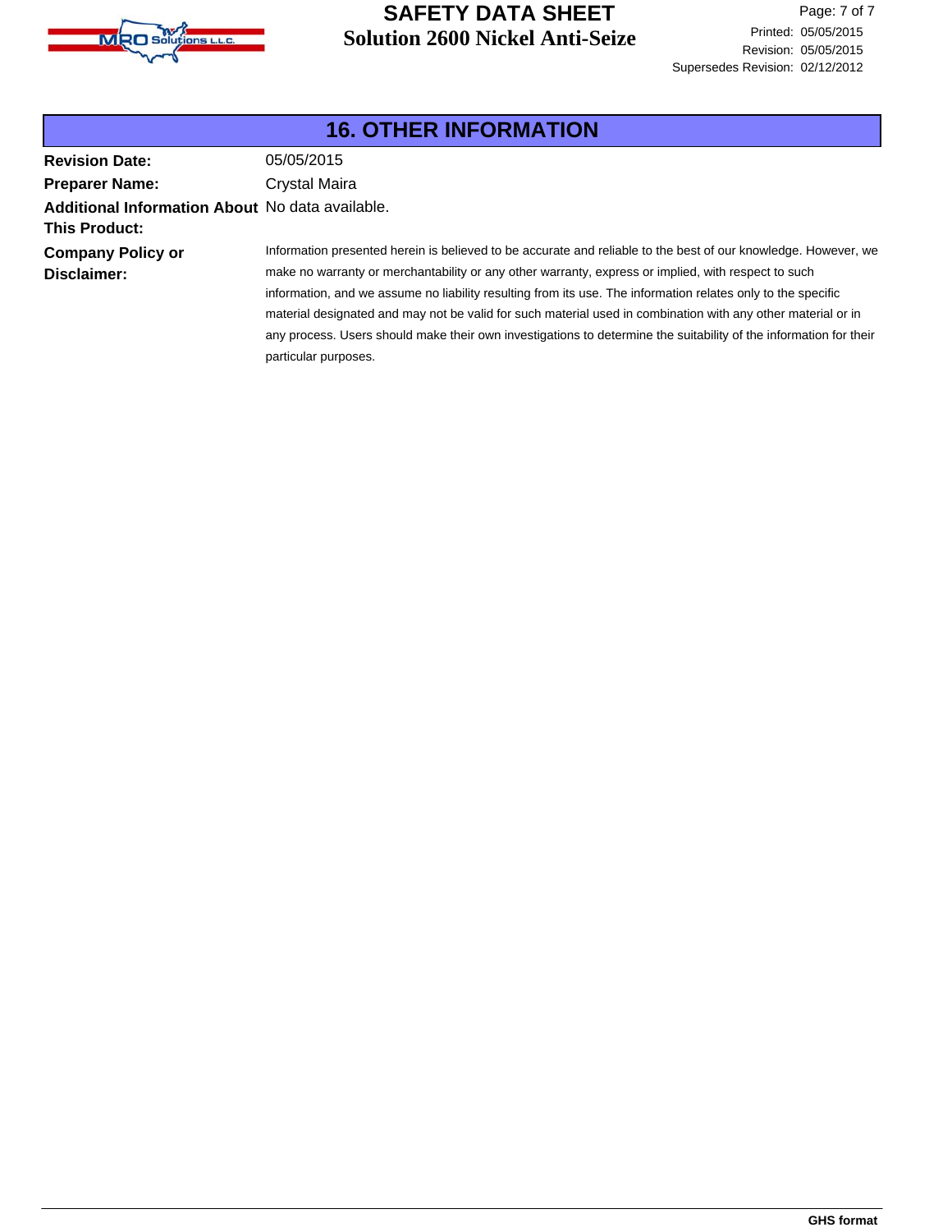## 16. OTHER INFORMATION

**Revision Date:** 05/05/2015

**Preparer Name:** Crystal Maira

**Additional Information About This Product:** No data available.

**Company Policy or Disclaimer:** Information presented herein is believed to be accurate and reliable to the best of our knowledge. However, we make no warranty or merchantability or any other warranty, express or implied, with respect to such information, and we assume no liability resulting from its use. The information relates only to the specific material designated and may not be valid for such material used in combination with any other material or in any process. Users should make their own investigations to determine the suitability of the information for their particular purposes.